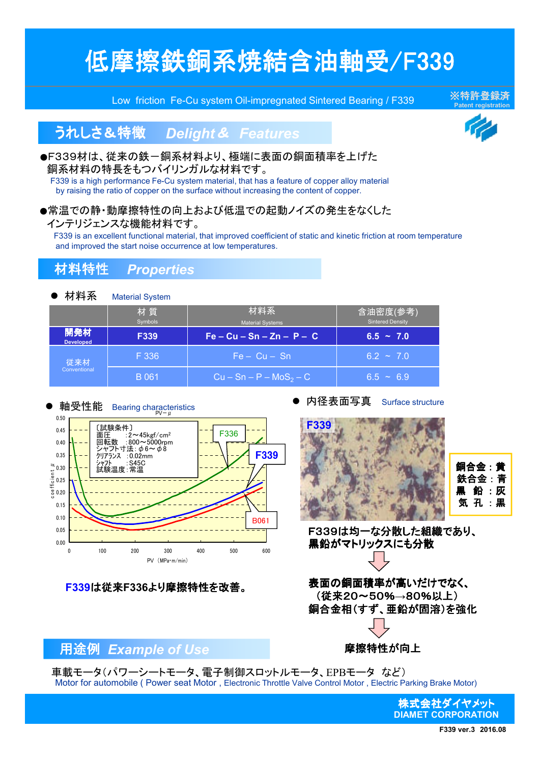# 低摩擦鉄銅系焼結含油軸受/F339

Low friction Fe-Cu system Oil-impregnated Sintered Bearing / F339

※特許登録済
Patent registration

## うれしさ＆特徴　Delight＆ Features

●F339材は、従来の鉄ー銅系材料より、極端に表面の銅面積率を上げた銅系材料の特長をもつバイリンガルな材料です。
F339 is a high performance Fe-Cu system material, that has a feature of copper alloy material by raising the ratio of copper on the surface without increasing the content of copper.

●常温での静・動摩擦特性の向上および低温での起動ノイズの発生をなくしたインテリジェンスな機能材料です。
F339 is an excellent functional material, that improved coefficient of static and kinetic friction at room temperature and improved the start noise occurrence at low temperatures.

## 材料特性　Properties

● 材料系　Material System

| | 材 質 Symbols | 材料系 Material Systems | 含油密度(参考) Sintered Density |
|---|---|---|---|
| 開発材 Developed | F339 | Fe – Cu – Sn – Zn – P – C | 6.5 ～ 7.0 |
| 従来材 Conventional | F 336 | Fe – Cu – Sn | 6.2 ～ 7.0 |
| | B 061 | Cu – Sn – P – $MoS_2$ – C | 6.5 ～ 6.9 |

● 軸受性能　Bearing characteristics

PV－μ

〔試験条件〕
面圧　:2～45kgf/cm²
回転数　:800～5000rpm
シャフト寸法：φ6～φ8
クリアランス　:0.02mm
シャフト　:S45C
試験温度：常温

(Graph: coefficient μ vs PV (MPa･m/min); curves F336, F339, B061)

F339は従来F336より摩擦特性を改善。

● 内径表面写真　Surface structure

F339

銅合金：黄
鉄合金：青
黒　鉛：灰
気　孔：黒

F339は均一な分散した組織であり、黒鉛がマトリックスにも分散

⇩

表面の銅面積率が高いだけでなく、
（従来20～50%→80%以上）
銅合金相(すず、亜鉛が固溶)を強化

⇩

摩擦特性が向上

## 用途例　Example of Use

車載モータ（パワーシートモータ、電子制御スロットルモータ、EPBモータ　など）
Motor for automobile ( Power seat Motor , Electronic Throttle Valve Control Motor , Electric Parking Brake Motor)

株式会社ダイヤメット
DIAMET CORPORATION

F339 ver.3　2016.08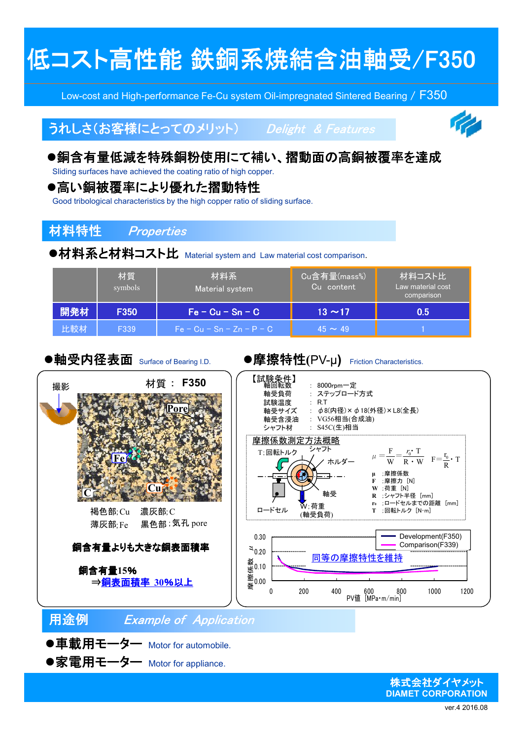# 低コスト高性能 鉄銅系焼結含油軸受/F350

Low-cost and High-performance Fe-Cu system Oil-impregnated Sintered Bearing / F350

## うれしさ(お客様にとってのメリット)　*Delight & Features*

**●銅含有量低減を特殊銅粉使用にて補い、摺動面の高銅被覆率を達成**

Sliding surfaces have achieved the coating ratio of high copper.

**●高い銅被覆率により優れた摺動特性**

Good tribological characteristics by the high copper ratio of sliding surface.

## 材料特性　*Properties*

**●材料系と材料コスト比** Material system and Law material cost comparison.

| | 材質 symbols | 材料系 Material system | Cu含有量(mass%) Cu content | 材料コスト比 Law material cost comparison |
|---|---|---|---|---|
| 開発材 | F350 | Fe－Cu－Sn－C | 13 〜17 | 0.5 |
| 比較材 | F339 | Fe－Cu－Sn－Zn－P－C | 45 〜 49 | 1 |

**●軸受内径表面** Surface of Bearing I.D.

撮影

材質 ： F350

Pore

Fe

Cu

C

褐色部; Cu　濃灰部; C

薄灰部; Fe　黒色部 ; 気孔 pore

**銅含有量よりも大きな銅表面積率**

**銅含有量15%**

**⇒銅表面積率 30%以上**

**●摩擦特性(PV-μ)** Friction Characteristics.

【試験条件】

- 軸回転数 ： 8000rpm一定
- 軸受負荷 ： ステップロード方式
- 試験温度 ： R.T
- 軸受サイズ ： φ8(内径)×φ18(外径)×L8(全長)
- 軸受含浸油 ： VG56相当(合成油)
- シャフト材 ： S45C(生)相当

摩擦係数測定方法概略

T;回転トルク　シャフト　ホルダー　軸受　ロードセル　W;荷重 (軸受負荷)

$$\mu = \frac{F}{W} = \frac{r_0 \cdot T}{R \cdot W} \qquad F = \frac{r_0}{R} \cdot T$$

- μ ：摩擦係数
- F ：摩擦力 [N]
- W ：荷重 [N]
- R ：シャフト半径 [mm]
- $r_0$ ：ロードセルまでの距離 [mm]
- T ：回転トルク [N･m]

摩擦係数 μ

0.30
0.20
0.10
0.00

0 200 400 600 800 1000 1200

PV値 [MPa･m/min]

Development(F350)
Comparison(F339)

同等の摩擦特性を維持

## 用途例　*Example of Application*

**●車載用モーター** Motor for automobile.

**●家電用モーター** Motor for appliance.

株式会社ダイヤメット
DIAMET CORPORATION

ver.4 2016.08